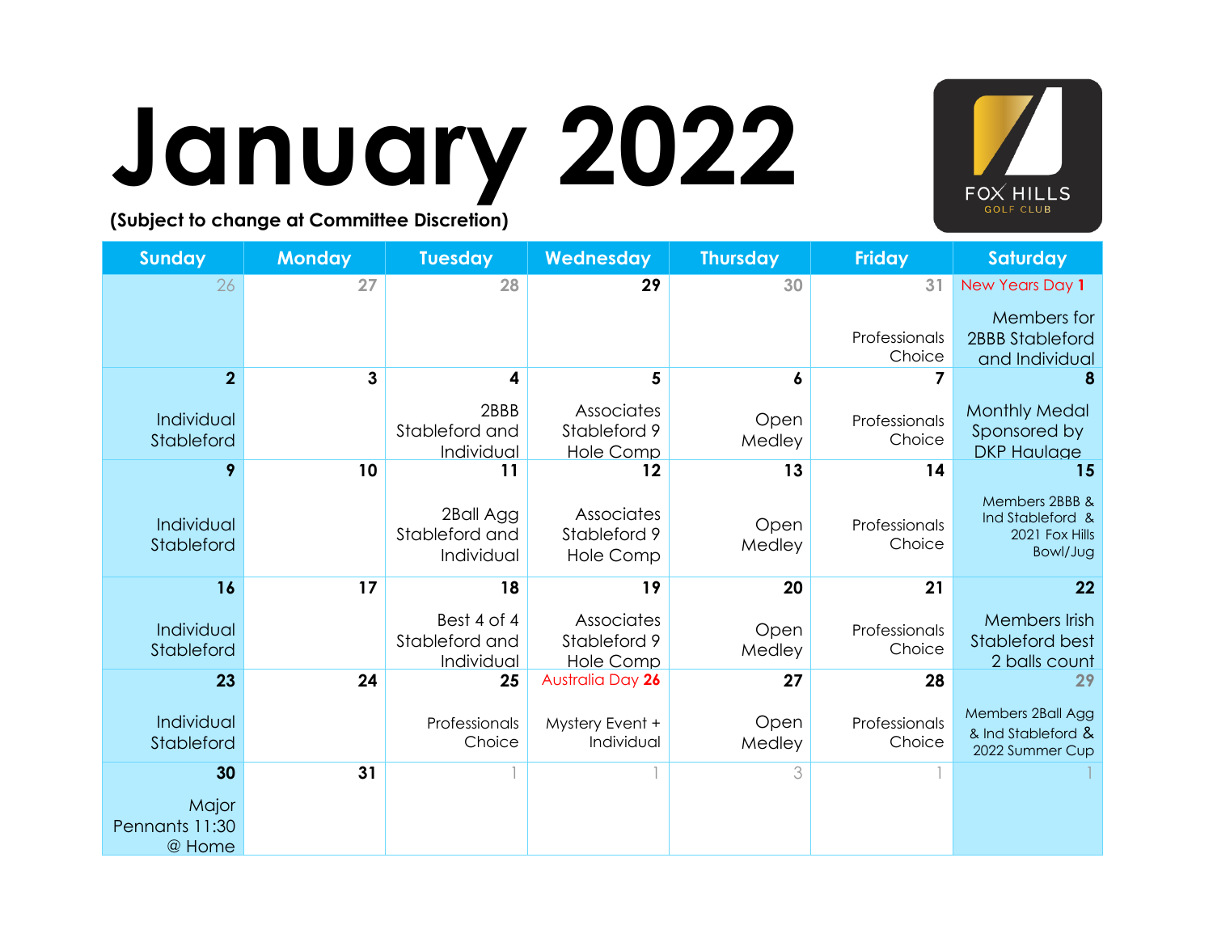# January 2022

**(Subject to change at Committee Discretion)**

FOX HILLS GOLF CLUB

| Sunday | Monday | Tuesday | Wednesday | Thursday | Friday | Saturday |
|---|---|---|---|---|---|---|
| 26 | 27 | 28 | 29 | 30 | 31 Professionals Choice | New Years Day 1 Members for 2BBB Stableford and Individual |
| 2 Individual Stableford | 3 | 4 2BBB Stableford and Individual | 5 Associates Stableford 9 Hole Comp | 6 Open Medley | 7 Professionals Choice | 8 Monthly Medal Sponsored by DKP Haulage |
| 9 Individual Stableford | 10 | 11 2Ball Agg Stableford and Individual | 12 Associates Stableford 9 Hole Comp | 13 Open Medley | 14 Professionals Choice | 15 Members 2BBB & Ind Stableford & 2021 Fox Hills Bowl/Jug |
| 16 Individual Stableford | 17 | 18 Best 4 of 4 Stableford and Individual | 19 Associates Stableford 9 Hole Comp | 20 Open Medley | 21 Professionals Choice | 22 Members Irish Stableford best 2 balls count |
| 23 Individual Stableford | 24 | 25 Professionals Choice | Australia Day 26 Mystery Event + Individual | 27 Open Medley | 28 Professionals Choice | 29 Members 2Ball Agg & Ind Stableford & 2022 Summer Cup |
| 30 Major Pennants 11:30 @ Home | 31 | 1 | 1 | 3 | 1 | 1 |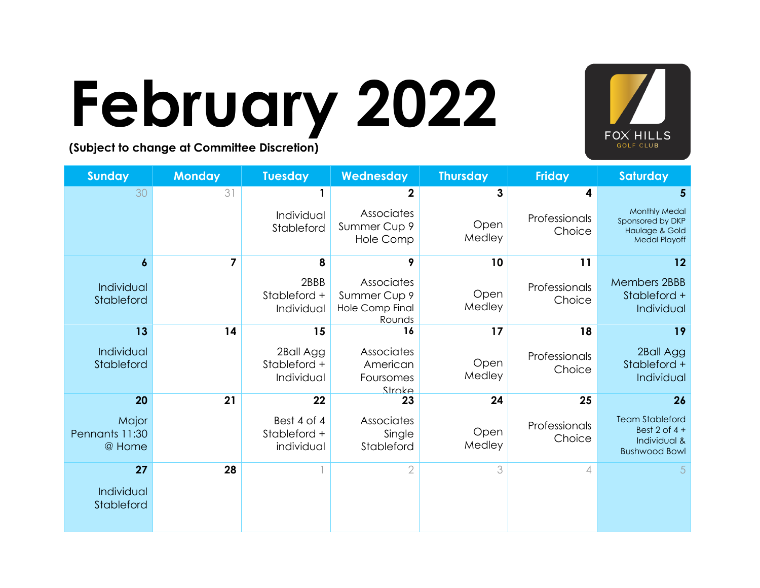# February 2022

**(Subject to change at Committee Discretion)**

FOX HILLS GOLF CLUB

| Sunday | Monday | Tuesday | Wednesday | Thursday | Friday | Saturday |
|---|---|---|---|---|---|---|
| 30 | 31 | 1 Individual Stableford | 2 Associates Summer Cup 9 Hole Comp | 3 Open Medley | 4 Professionals Choice | 5 Monthly Medal Sponsored by DKP Haulage & Gold Medal Playoff |
| 6 Individual Stableford | 7 | 8 2BBB Stableford + Individual | 9 Associates Summer Cup 9 Hole Comp Final Rounds | 10 Open Medley | 11 Professionals Choice | 12 Members 2BBB Stableford + Individual |
| 13 Individual Stableford | 14 | 15 2Ball Agg Stableford + Individual | 16 Associates American Foursomes Stroke | 17 Open Medley | 18 Professionals Choice | 19 2Ball Agg Stableford + Individual |
| 20 Major Pennants 11:30 @ Home | 21 | 22 Best 4 of 4 Stableford + individual | 23 Associates Single Stableford | 24 Open Medley | 25 Professionals Choice | 26 Team Stableford Best 2 of 4 + Individual & Bushwood Bowl |
| 27 Individual Stableford | 28 | 1 | 2 | 3 | 4 | 5 |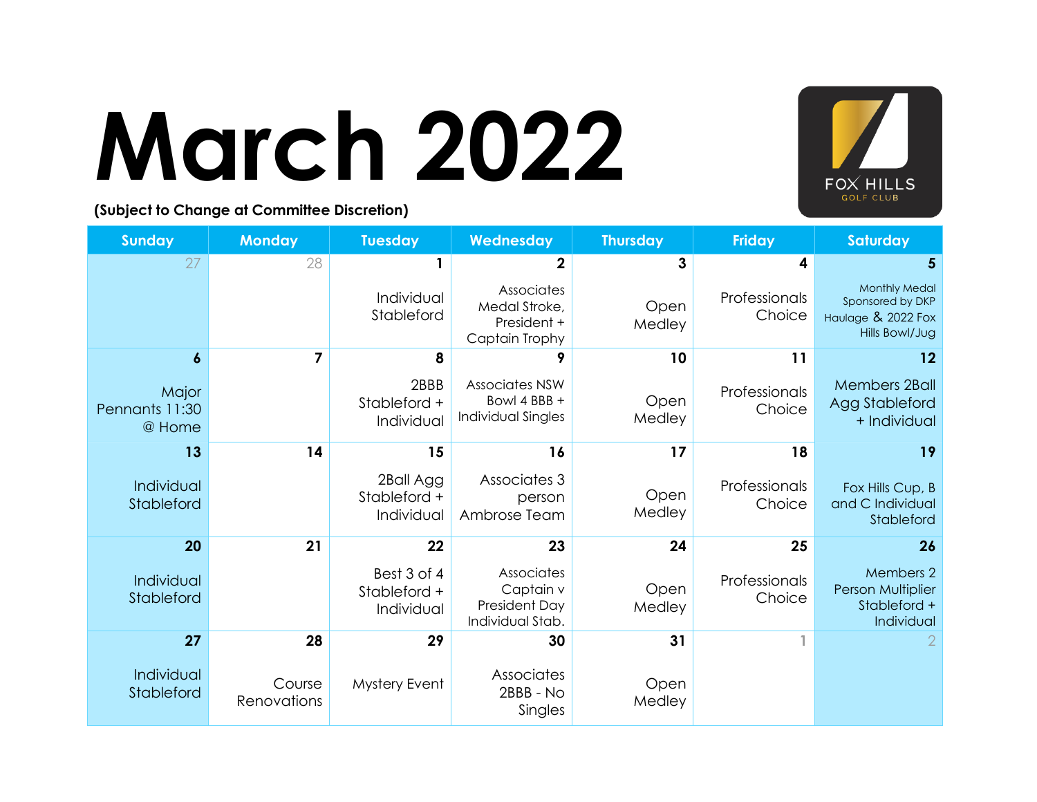# March 2022

**(Subject to Change at Committee Discretion)**

FOX HILLS GOLF CLUB

| Sunday | Monday | Tuesday | Wednesday | Thursday | Friday | Saturday |
|---|---|---|---|---|---|---|
| 27 | 28 | 1<br>Individual Stableford | 2<br>Associates Medal Stroke, President + Captain Trophy | 3<br>Open Medley | 4<br>Professionals Choice | 5<br>Monthly Medal Sponsored by DKP Haulage & 2022 Fox Hills Bowl/Jug |
| 6<br>Major Pennants 11:30 @ Home | 7 | 8<br>2BBB Stableford + Individual | 9<br>Associates NSW Bowl 4 BBB + Individual Singles | 10<br>Open Medley | 11<br>Professionals Choice | 12<br>Members 2Ball Agg Stableford + Individual |
| 13<br>Individual Stableford | 14 | 15<br>2Ball Agg Stableford + Individual | 16<br>Associates 3 person Ambrose Team | 17<br>Open Medley | 18<br>Professionals Choice | 19<br>Fox Hills Cup, B and C Individual Stableford |
| 20<br>Individual Stableford | 21 | 22<br>Best 3 of 4 Stableford + Individual | 23<br>Associates Captain v President Day Individual Stab. | 24<br>Open Medley | 25<br>Professionals Choice | 26<br>Members 2 Person Multiplier Stableford + Individual |
| 27<br>Individual Stableford | 28<br>Course Renovations | 29<br>Mystery Event | 30<br>Associates 2BBB - No Singles | 31<br>Open Medley | 1 | 2 |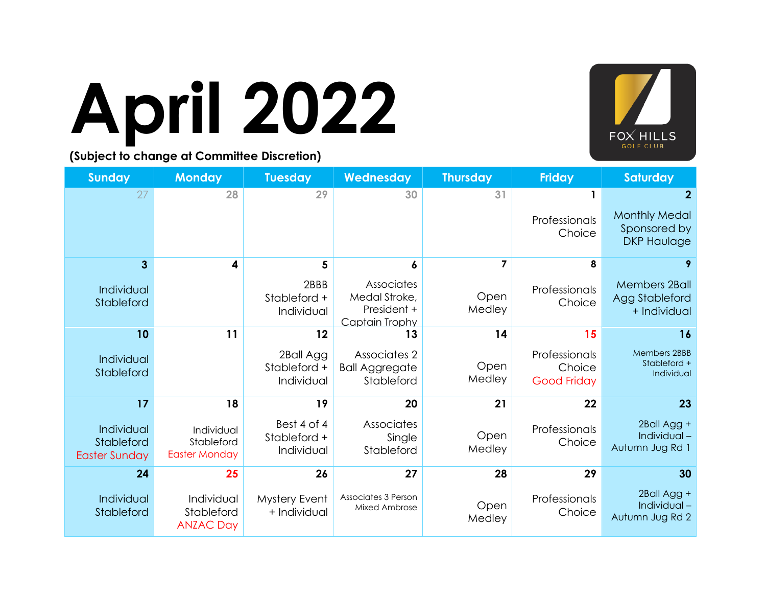# April 2022

**(Subject to change at Committee Discretion)**

FOX HILLS GOLF CLUB

| Sunday | Monday | Tuesday | Wednesday | Thursday | Friday | Saturday |
|---|---|---|---|---|---|---|
| 27 | 28 | 29 | 30 | 31 | **1** Professionals Choice | **2** Monthly Medal Sponsored by DKP Haulage |
| **3** Individual Stableford | **4** | **5** 2BBB Stableford + Individual | **6** Associates Medal Stroke, President + Captain Trophy | **7** Open Medley | **8** Professionals Choice | **9** Members 2Ball Agg Stableford + Individual |
| **10** Individual Stableford | **11** | **12** 2Ball Agg Stableford + Individual | **13** Associates 2 Ball Aggregate Stableford | **14** Open Medley | **15** Professionals Choice Good Friday | **16** Members 2BBB Stableford + Individual |
| **17** Individual Stableford Easter Sunday | **18** Individual Stableford Easter Monday | **19** Best 4 of 4 Stableford + Individual | **20** Associates Single Stableford | **21** Open Medley | **22** Professionals Choice | **23** 2Ball Agg + Individual – Autumn Jug Rd 1 |
| **24** Individual Stableford | **25** Individual Stableford ANZAC Day | **26** Mystery Event + Individual | **27** Associates 3 Person Mixed Ambrose | **28** Open Medley | **29** Professionals Choice | **30** 2Ball Agg + Individual – Autumn Jug Rd 2 |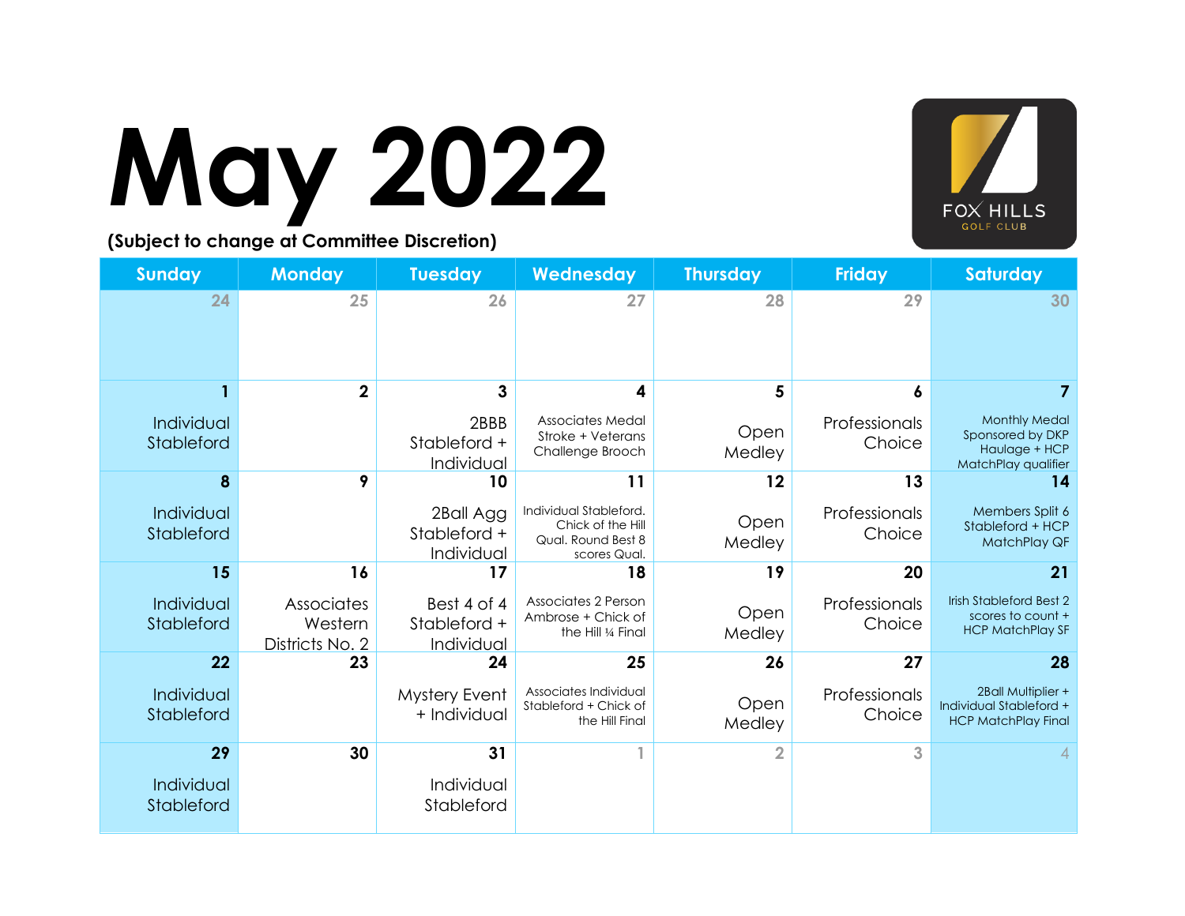# May 2022

**(Subject to change at Committee Discretion)**

FOX HILLS GOLF CLUB

| Sunday | Monday | Tuesday | Wednesday | Thursday | Friday | Saturday |
|---|---|---|---|---|---|---|
| 24 | 25 | 26 | 27 | 28 | 29 | 30 |
| **1** Individual Stableford | **2** | **3** 2BBB Stableford + Individual | **4** Associates Medal Stroke + Veterans Challenge Brooch | **5** Open Medley | **6** Professionals Choice | **7** Monthly Medal Sponsored by DKP Haulage + HCP MatchPlay qualifier |
| **8** Individual Stableford | **9** | **10** 2Ball Agg Stableford + Individual | **11** Individual Stableford. Chick of the Hill Qual. Round Best 8 scores Qual. | **12** Open Medley | **13** Professionals Choice | **14** Members Split 6 Stableford + HCP MatchPlay QF |
| **15** Individual Stableford | **16** Associates Western Districts No. 2 | **17** Best 4 of 4 Stableford + Individual | **18** Associates 2 Person Ambrose + Chick of the Hill ¼ Final | **19** Open Medley | **20** Professionals Choice | **21** Irish Stableford Best 2 scores to count + HCP MatchPlay SF |
| **22** Individual Stableford | **23** | **24** Mystery Event + Individual | **25** Associates Individual Stableford + Chick of the Hill Final | **26** Open Medley | **27** Professionals Choice | **28** 2Ball Multiplier + Individual Stableford + HCP MatchPlay Final |
| **29** Individual Stableford | **30** | **31** Individual Stableford | 1 | 2 | 3 | 4 |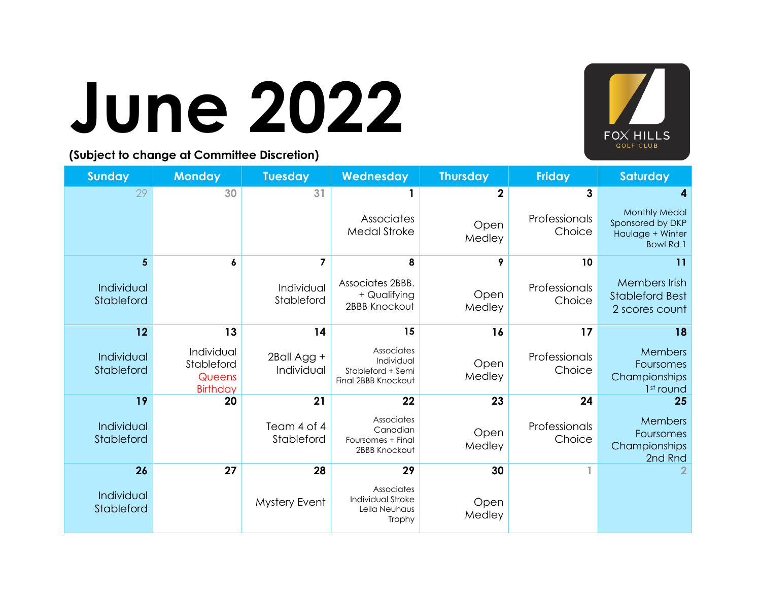# June 2022

**(Subject to change at Committee Discretion)**

FOX HILLS GOLF CLUB

| Sunday | Monday | Tuesday | Wednesday | Thursday | Friday | Saturday |
|---|---|---|---|---|---|---|
| 29 | 30 | 31 | 1<br>Associates Medal Stroke | 2<br>Open Medley | 3<br>Professionals Choice | 4<br>Monthly Medal Sponsored by DKP Haulage + Winter Bowl Rd 1 |
| 5<br>Individual Stableford | 6 | 7<br>Individual Stableford | 8<br>Associates 2BBB. + Qualifying 2BBB Knockout | 9<br>Open Medley | 10<br>Professionals Choice | 11<br>Members Irish Stableford Best 2 scores count |
| 12<br>Individual Stableford | 13<br>Individual Stableford<br>Queens Birthday | 14<br>2Ball Agg + Individual | 15<br>Associates Individual Stableford + Semi Final 2BBB Knockout | 16<br>Open Medley | 17<br>Professionals Choice | 18<br>Members Foursomes Championships 1st round |
| 19<br>Individual Stableford | 20 | 21<br>Team 4 of 4 Stableford | 22<br>Associates Canadian Foursomes + Final 2BBB Knockout | 23<br>Open Medley | 24<br>Professionals Choice | 25<br>Members Foursomes Championships 2nd Rnd |
| 26<br>Individual Stableford | 27 | 28<br>Mystery Event | 29<br>Associates Individual Stroke Leila Neuhaus Trophy | 30<br>Open Medley | 1 | 2 |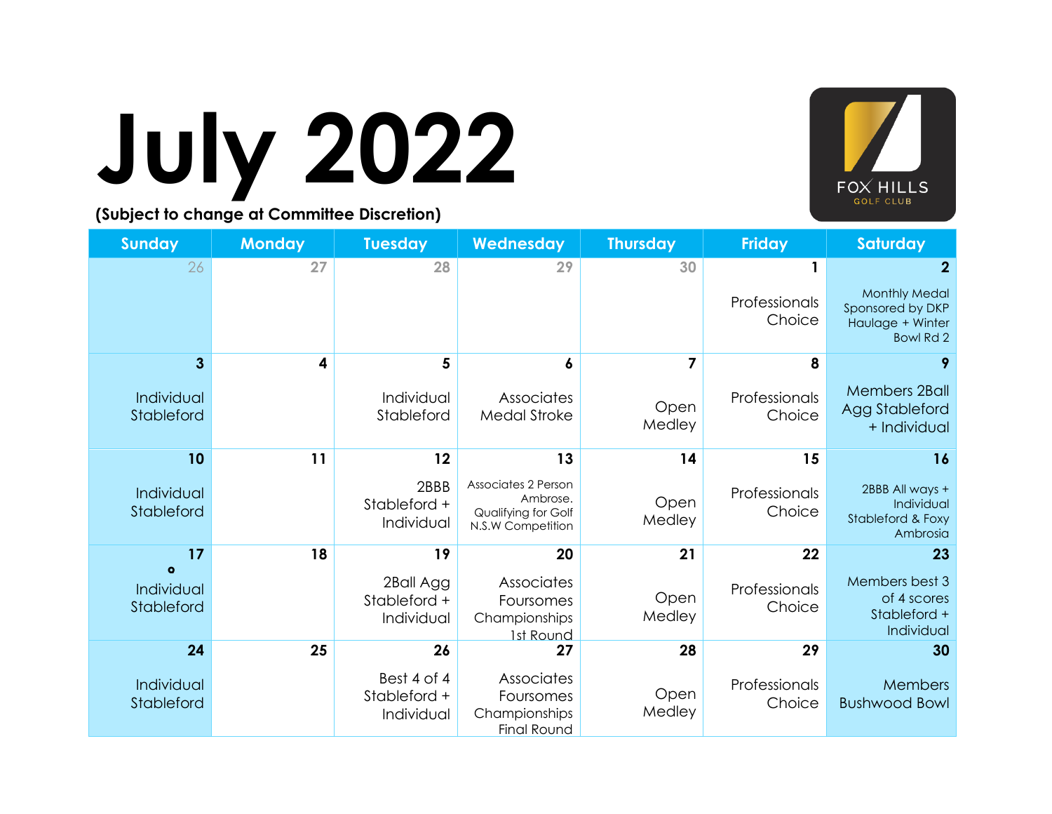# July 2022

**(Subject to change at Committee Discretion)**

FOX HILLS GOLF CLUB

| Sunday | Monday | Tuesday | Wednesday | Thursday | Friday | Saturday |
|---|---|---|---|---|---|---|
| 26 | 27 | 28 | 29 | 30 | 1 Professionals Choice | 2 Monthly Medal Sponsored by DKP Haulage + Winter Bowl Rd 2 |
| 3 Individual Stableford | 4 | 5 Individual Stableford | 6 Associates Medal Stroke | 7 Open Medley | 8 Professionals Choice | 9 Members 2Ball Agg Stableford + Individual |
| 10 Individual Stableford | 11 | 12 2BBB Stableford + Individual | 13 Associates 2 Person Ambrose. Qualifying for Golf N.S.W Competition | 14 Open Medley | 15 Professionals Choice | 16 2BBB All ways + Individual Stableford & Foxy Ambrosia |
| 17 Individual Stableford | 18 | 19 2Ball Agg Stableford + Individual | 20 Associates Foursomes Championships 1st Round | 21 Open Medley | 22 Professionals Choice | 23 Members best 3 of 4 scores Stableford + Individual |
| 24 Individual Stableford | 25 | 26 Best 4 of 4 Stableford + Individual | 27 Associates Foursomes Championships Final Round | 28 Open Medley | 29 Professionals Choice | 30 Members Bushwood Bowl |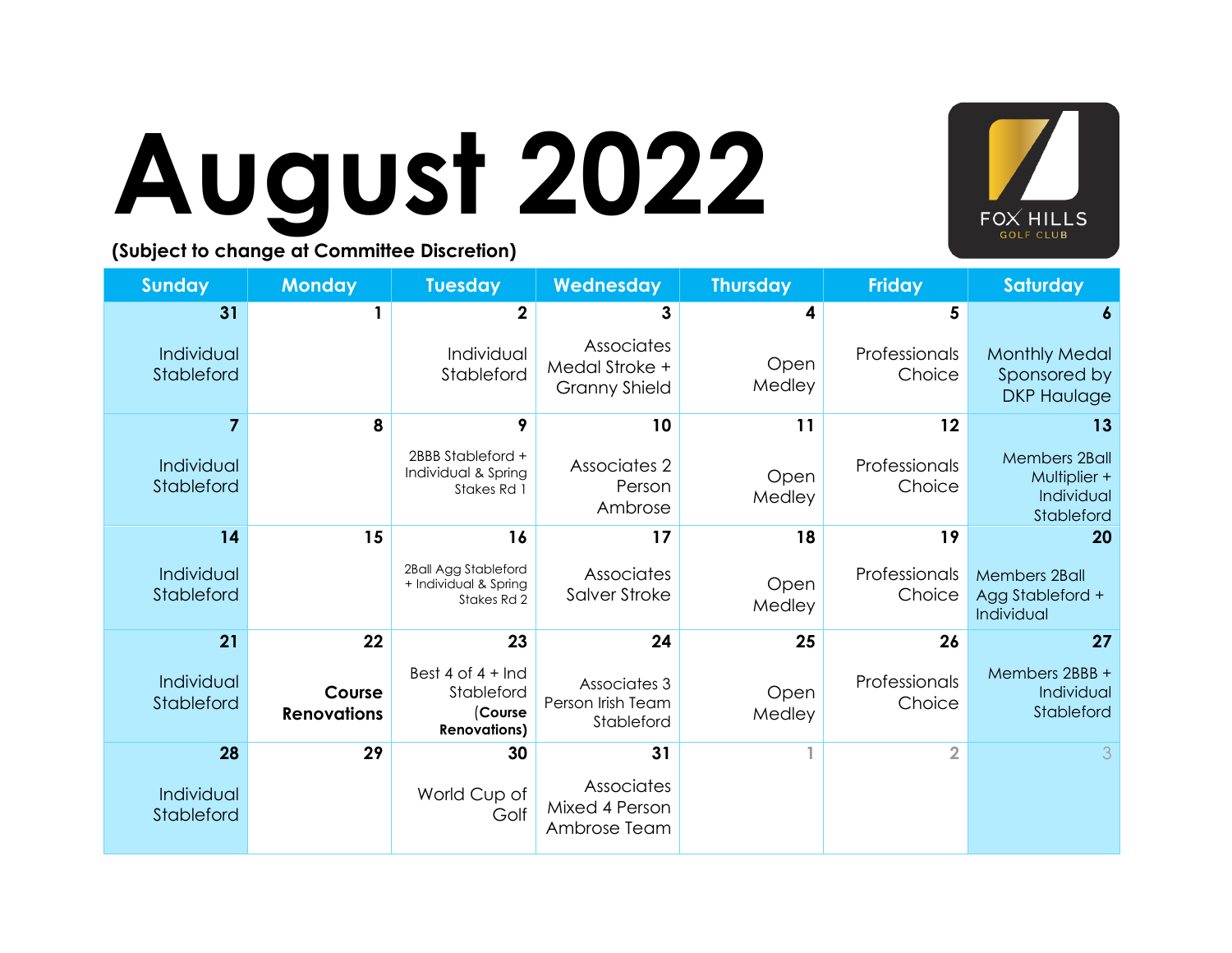# August 2022

**(Subject to change at Committee Discretion)**

FOX HILLS GOLF CLUB

| Sunday | Monday | Tuesday | Wednesday | Thursday | Friday | Saturday |
|---|---|---|---|---|---|---|
| **31** Individual Stableford | **1** | **2** Individual Stableford | **3** Associates Medal Stroke + Granny Shield | **4** Open Medley | **5** Professionals Choice | **6** Monthly Medal Sponsored by DKP Haulage |
| **7** Individual Stableford | **8** | **9** 2BBB Stableford + Individual & Spring Stakes Rd 1 | **10** Associates 2 Person Ambrose | **11** Open Medley | **12** Professionals Choice | **13** Members 2Ball Multiplier + Individual Stableford |
| **14** Individual Stableford | **15** | **16** 2Ball Agg Stableford + Individual & Spring Stakes Rd 2 | **17** Associates Salver Stroke | **18** Open Medley | **19** Professionals Choice | **20** Members 2Ball Agg Stableford + Individual |
| **21** Individual Stableford | **22** **Course Renovations** | **23** Best 4 of 4 + Ind Stableford **(Course Renovations)** | **24** Associates 3 Person Irish Team Stableford | **25** Open Medley | **26** Professionals Choice | **27** Members 2BBB + Individual Stableford |
| **28** Individual Stableford | **29** | **30** World Cup of Golf | **31** Associates Mixed 4 Person Ambrose Team | 1 | 2 | 3 |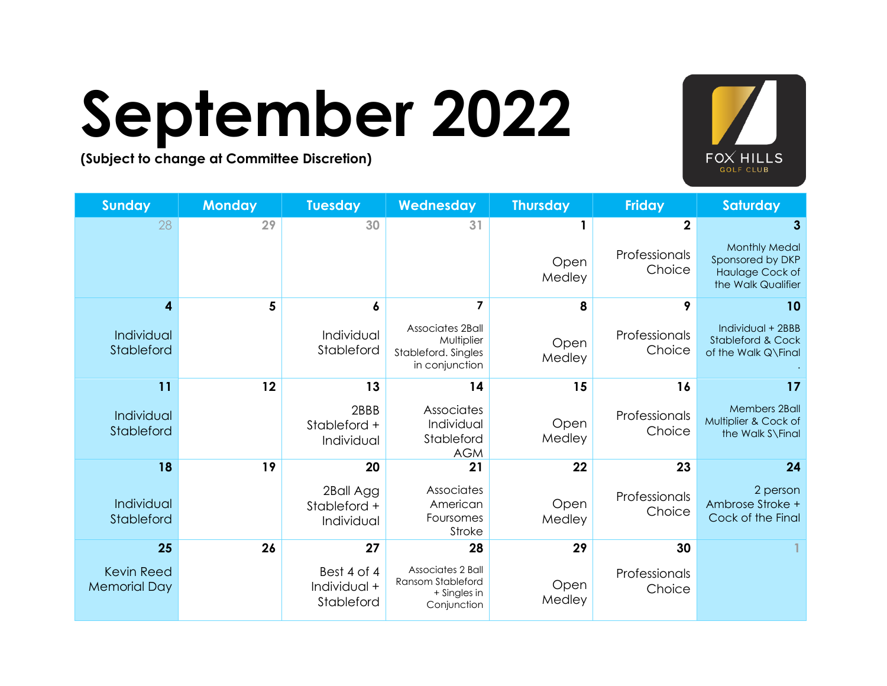# September 2022

**(Subject to change at Committee Discretion)**

FOX HILLS GOLF CLUB

| Sunday | Monday | Tuesday | Wednesday | Thursday | Friday | Saturday |
|---|---|---|---|---|---|---|
| 28 | 29 | 30 | 31 | 1<br>Open Medley | 2<br>Professionals Choice | 3<br>Monthly Medal Sponsored by DKP Haulage Cock of the Walk Qualifier |
| 4<br>Individual Stableford | 5 | 6<br>Individual Stableford | 7<br>Associates 2Ball Multiplier Stableford. Singles in conjunction | 8<br>Open Medley | 9<br>Professionals Choice | 10<br>Individual + 2BBB Stableford & Cock of the Walk Q\Final<br>. |
| 11<br>Individual Stableford | 12 | 13<br>2BBB Stableford + Individual | 14<br>Associates Individual Stableford AGM | 15<br>Open Medley | 16<br>Professionals Choice | 17<br>Members 2Ball Multiplier & Cock of the Walk S\Final |
| 18<br>Individual Stableford | 19 | 20<br>2Ball Agg Stableford + Individual | 21<br>Associates American Foursomes Stroke | 22<br>Open Medley | 23<br>Professionals Choice | 24<br>2 person Ambrose Stroke + Cock of the Final |
| 25<br>Kevin Reed Memorial Day | 26 | 27<br>Best 4 of 4 Individual + Stableford | 28<br>Associates 2 Ball Ransom Stableford + Singles in Conjunction | 29<br>Open Medley | 30<br>Professionals Choice | 1 |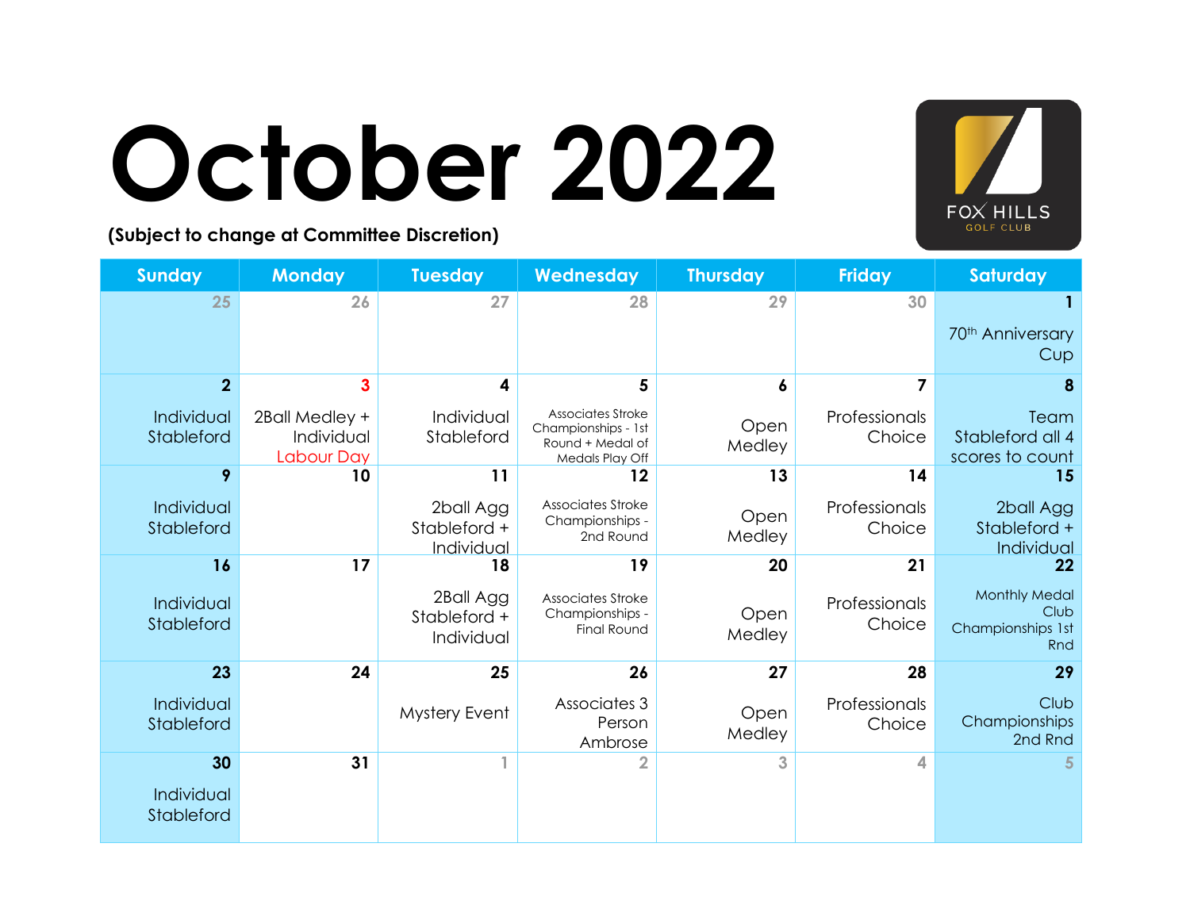# October 2022

**(Subject to change at Committee Discretion)**

FOX HILLS GOLF CLUB

| Sunday | Monday | Tuesday | Wednesday | Thursday | Friday | Saturday |
|---|---|---|---|---|---|---|
| 25 | 26 | 27 | 28 | 29 | 30 | 1 70th Anniversary Cup |
| 2 Individual Stableford | 3 2Ball Medley + Individual Labour Day | 4 Individual Stableford | 5 Associates Stroke Championships - 1st Round + Medal of Medals Play Off | 6 Open Medley | 7 Professionals Choice | 8 Team Stableford all 4 scores to count |
| 9 Individual Stableford | 10 | 11 2ball Agg Stableford + Individual | 12 Associates Stroke Championships - 2nd Round | 13 Open Medley | 14 Professionals Choice | 15 2ball Agg Stableford + Individual |
| 16 Individual Stableford | 17 | 18 2Ball Agg Stableford + Individual | 19 Associates Stroke Championships - Final Round | 20 Open Medley | 21 Professionals Choice | 22 Monthly Medal Club Championships 1st Rnd |
| 23 Individual Stableford | 24 | 25 Mystery Event | 26 Associates 3 Person Ambrose | 27 Open Medley | 28 Professionals Choice | 29 Club Championships 2nd Rnd |
| 30 Individual Stableford | 31 | 1 | 2 | 3 | 4 | 5 |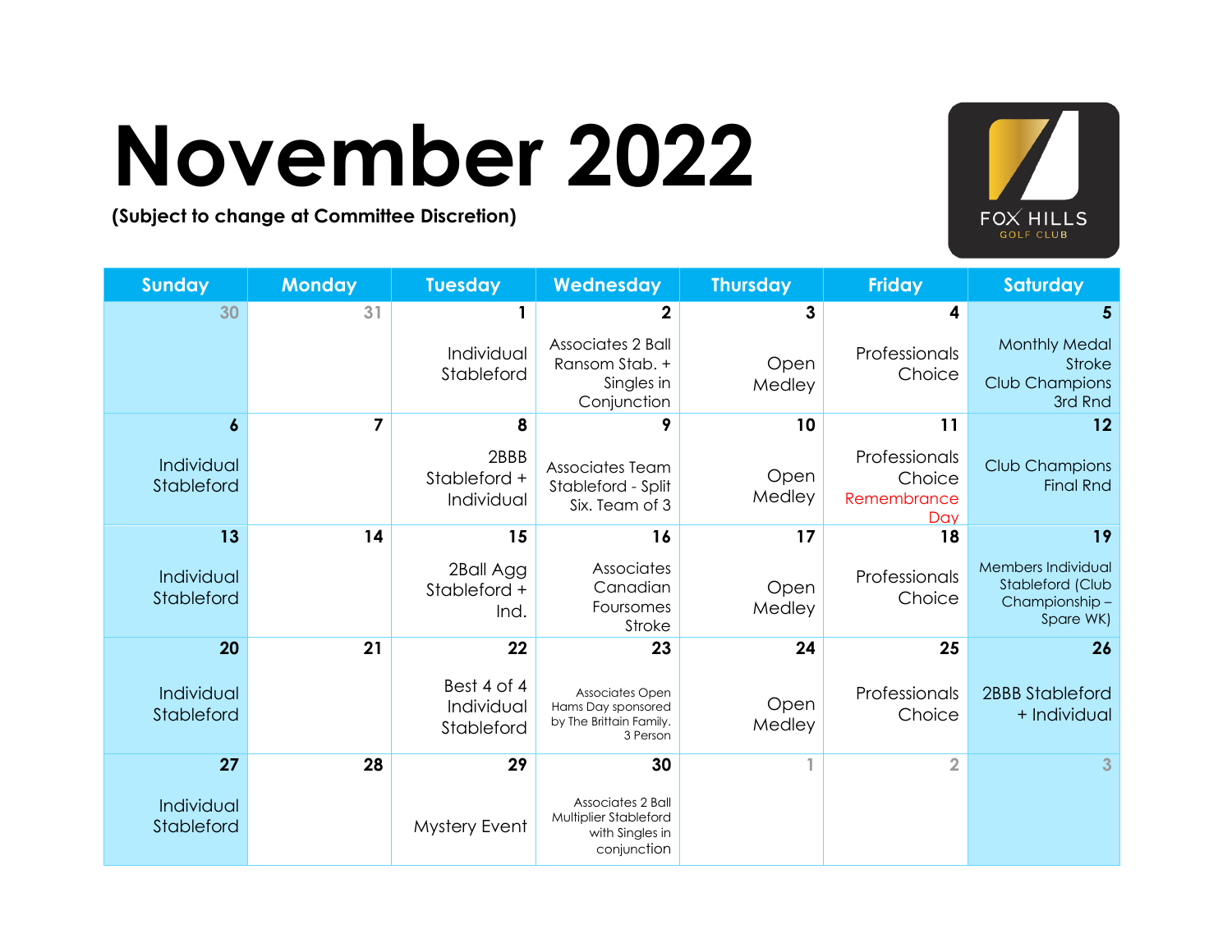# November 2022

**(Subject to change at Committee Discretion)**

FOX HILLS GOLF CLUB

| Sunday | Monday | Tuesday | Wednesday | Thursday | Friday | Saturday |
|---|---|---|---|---|---|---|
| 30 | 31 | 1<br>Individual Stableford | 2<br>Associates 2 Ball Ransom Stab. + Singles in Conjunction | 3<br>Open Medley | 4<br>Professionals Choice | 5<br>Monthly Medal Stroke Club Champions 3rd Rnd |
| 6<br>Individual Stableford | 7 | 8<br>2BBB Stableford + Individual | 9<br>Associates Team Stableford - Split Six. Team of 3 | 10<br>Open Medley | 11<br>Professionals Choice Remembrance Day | 12<br>Club Champions Final Rnd |
| 13<br>Individual Stableford | 14 | 15<br>2Ball Agg Stableford + Ind. | 16<br>Associates Canadian Foursomes Stroke | 17<br>Open Medley | 18<br>Professionals Choice | 19<br>Members Individual Stableford (Club Championship – Spare WK) |
| 20<br>Individual Stableford | 21 | 22<br>Best 4 of 4 Individual Stableford | 23<br>Associates Open Hams Day sponsored by The Brittain Family. 3 Person | 24<br>Open Medley | 25<br>Professionals Choice | 26<br>2BBB Stableford + Individual |
| 27<br>Individual Stableford | 28 | 29<br>Mystery Event | 30<br>Associates 2 Ball Multiplier Stableford with Singles in conjunction | 1 | 2 | 3 |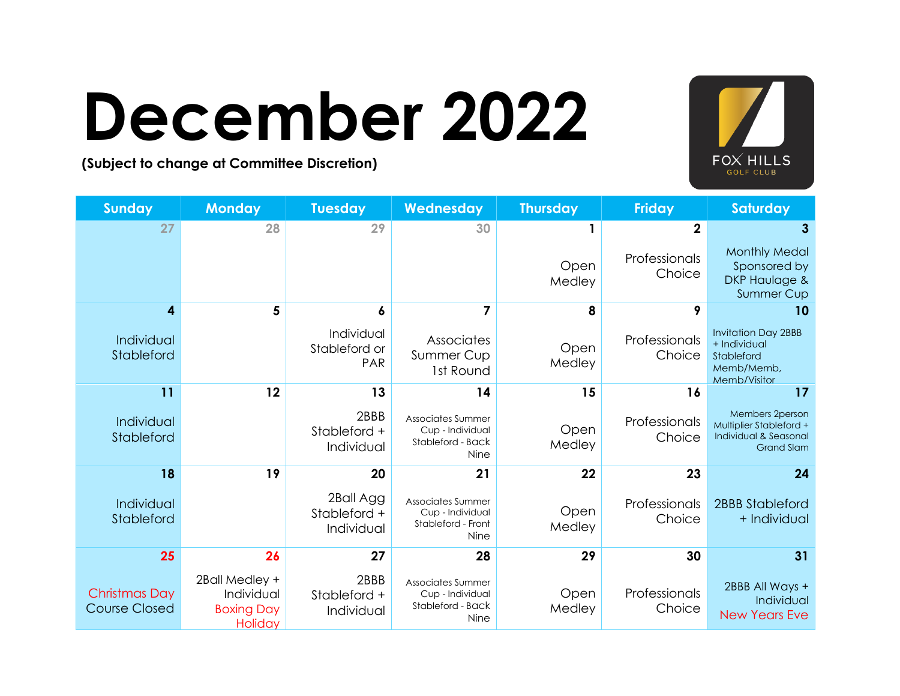# December 2022

**(Subject to change at Committee Discretion)**

FOX HILLS GOLF CLUB

| Sunday | Monday | Tuesday | Wednesday | Thursday | Friday | Saturday |
|---|---|---|---|---|---|---|
| 27 | 28 | 29 | 30 | 1 Open Medley | 2 Professionals Choice | 3 Monthly Medal Sponsored by DKP Haulage & Summer Cup |
| 4 Individual Stableford | 5 | 6 Individual Stableford or PAR | 7 Associates Summer Cup 1st Round | 8 Open Medley | 9 Professionals Choice | 10 Invitation Day 2BBB + Individual Stableford Memb/Memb, Memb/Visitor |
| 11 Individual Stableford | 12 | 13 2BBB Stableford + Individual | 14 Associates Summer Cup - Individual Stableford - Back Nine | 15 Open Medley | 16 Professionals Choice | 17 Members 2person Multiplier Stableford + Individual & Seasonal Grand Slam |
| 18 Individual Stableford | 19 | 20 2Ball Agg Stableford + Individual | 21 Associates Summer Cup - Individual Stableford - Front Nine | 22 Open Medley | 23 Professionals Choice | 24 2BBB Stableford + Individual |
| 25 Christmas Day Course Closed | 26 2Ball Medley + Individual Boxing Day Holiday | 27 2BBB Stableford + Individual | 28 Associates Summer Cup - Individual Stableford - Back Nine | 29 Open Medley | 30 Professionals Choice | 31 2BBB All Ways + Individual New Years Eve |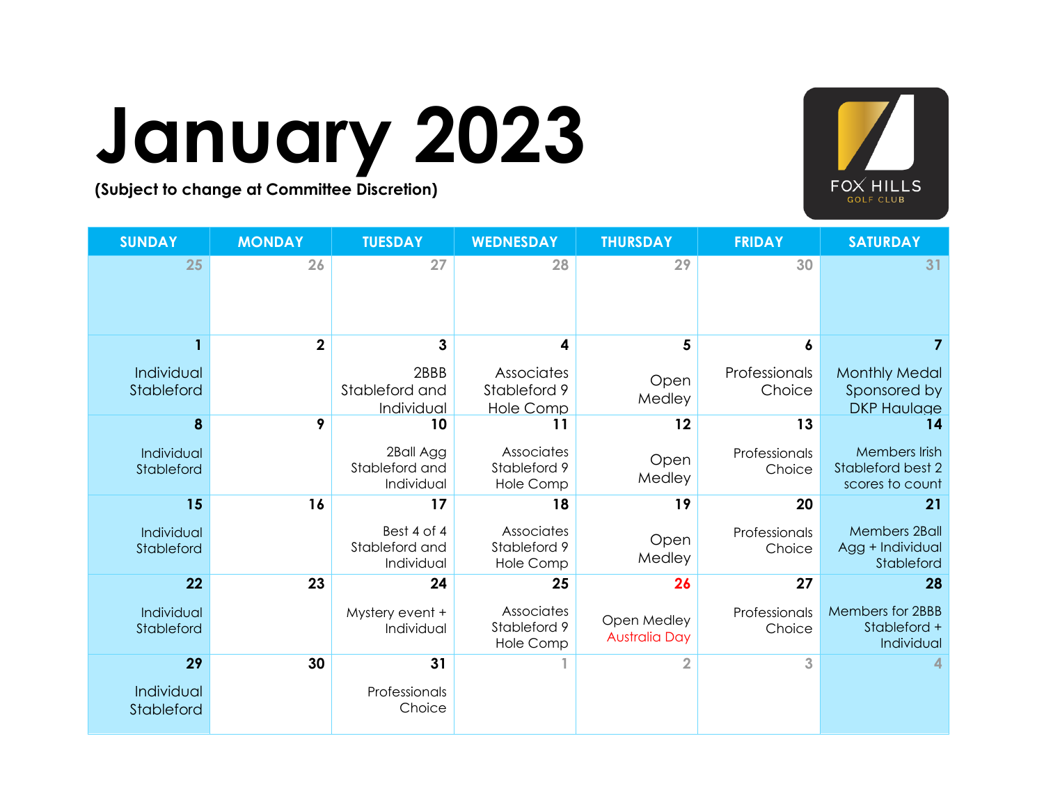# January 2023

**(Subject to change at Committee Discretion)**

FOX HILLS GOLF CLUB

| SUNDAY | MONDAY | TUESDAY | WEDNESDAY | THURSDAY | FRIDAY | SATURDAY |
|---|---|---|---|---|---|---|
| 25 | 26 | 27 | 28 | 29 | 30 | 31 |
| 1 Individual Stableford | 2 | 3 2BBB Stableford and Individual | 4 Associates Stableford 9 Hole Comp | 5 Open Medley | 6 Professionals Choice | 7 Monthly Medal Sponsored by DKP Haulage |
| 8 Individual Stableford | 9 | 10 2Ball Agg Stableford and Individual | 11 Associates Stableford 9 Hole Comp | 12 Open Medley | 13 Professionals Choice | 14 Members Irish Stableford best 2 scores to count |
| 15 Individual Stableford | 16 | 17 Best 4 of 4 Stableford and Individual | 18 Associates Stableford 9 Hole Comp | 19 Open Medley | 20 Professionals Choice | 21 Members 2Ball Agg + Individual Stableford |
| 22 Individual Stableford | 23 | 24 Mystery event + Individual | 25 Associates Stableford 9 Hole Comp | 26 Open Medley Australia Day | 27 Professionals Choice | 28 Members for 2BBB Stableford + Individual |
| 29 Individual Stableford | 30 | 31 Professionals Choice | 1 | 2 | 3 | 4 |